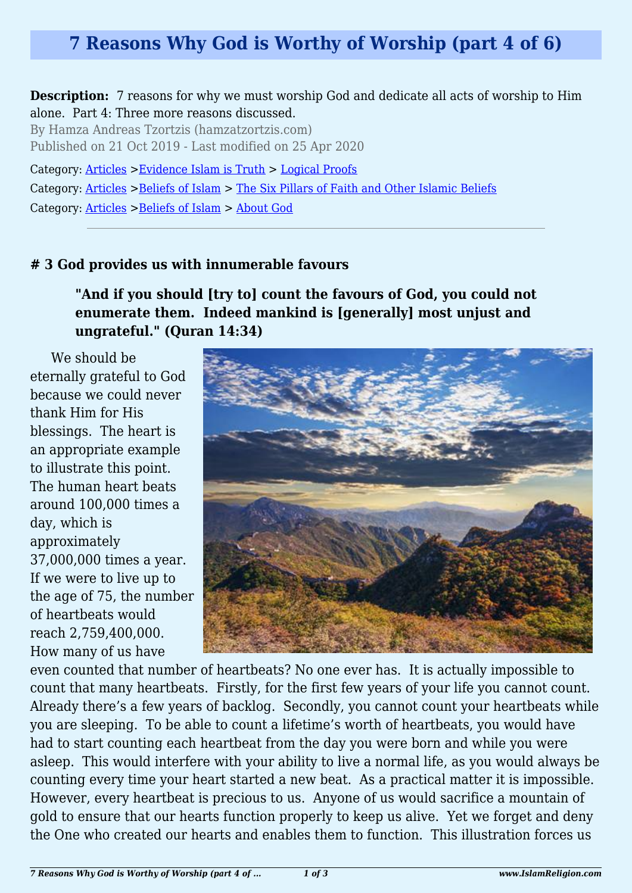# 7 Reasons Why God is Worthy of Worship (part 4 of 6)

**Description:** 7 reasons for why we must worship God and dedicate all acts of worship to Him alone. Part 4: Three more reasons discussed.

By Hamza Andreas Tzortzis (hamzatzortzis.com)

Published on 21 Oct 2019 - Last modified on 25 Apr 2020

Category: Articles >Evidence Islam is Truth > Logical Proofs

Category: Articles >Beliefs of Islam > The Six Pillars of Faith and Other Islamic Beliefs

Category: Articles >Beliefs of Islam > About God

---

### # 3 God provides us with innumerable favours

> **"And if you should [try to] count the favours of God, you could not enumerate them. Indeed mankind is [generally] most unjust and ungrateful." (Quran 14:34)**

We should be eternally grateful to God because we could never thank Him for His blessings. The heart is an appropriate example to illustrate this point. The human heart beats around 100,000 times a day, which is approximately 37,000,000 times a year. If we were to live up to the age of 75, the number of heartbeats would reach 2,759,400,000. How many of us have even counted that number of heartbeats? No one ever has. It is actually impossible to count that many heartbeats. Firstly, for the first few years of your life you cannot count. Already there's a few years of backlog. Secondly, you cannot count your heartbeats while you are sleeping. To be able to count a lifetime's worth of heartbeats, you would have had to start counting each heartbeat from the day you were born and while you were asleep. This would interfere with your ability to live a normal life, as you would always be counting every time your heart started a new beat. As a practical matter it is impossible. However, every heartbeat is precious to us. Anyone of us would sacrifice a mountain of gold to ensure that our hearts function properly to keep us alive. Yet we forget and deny the One who created our hearts and enables them to function. This illustration forces us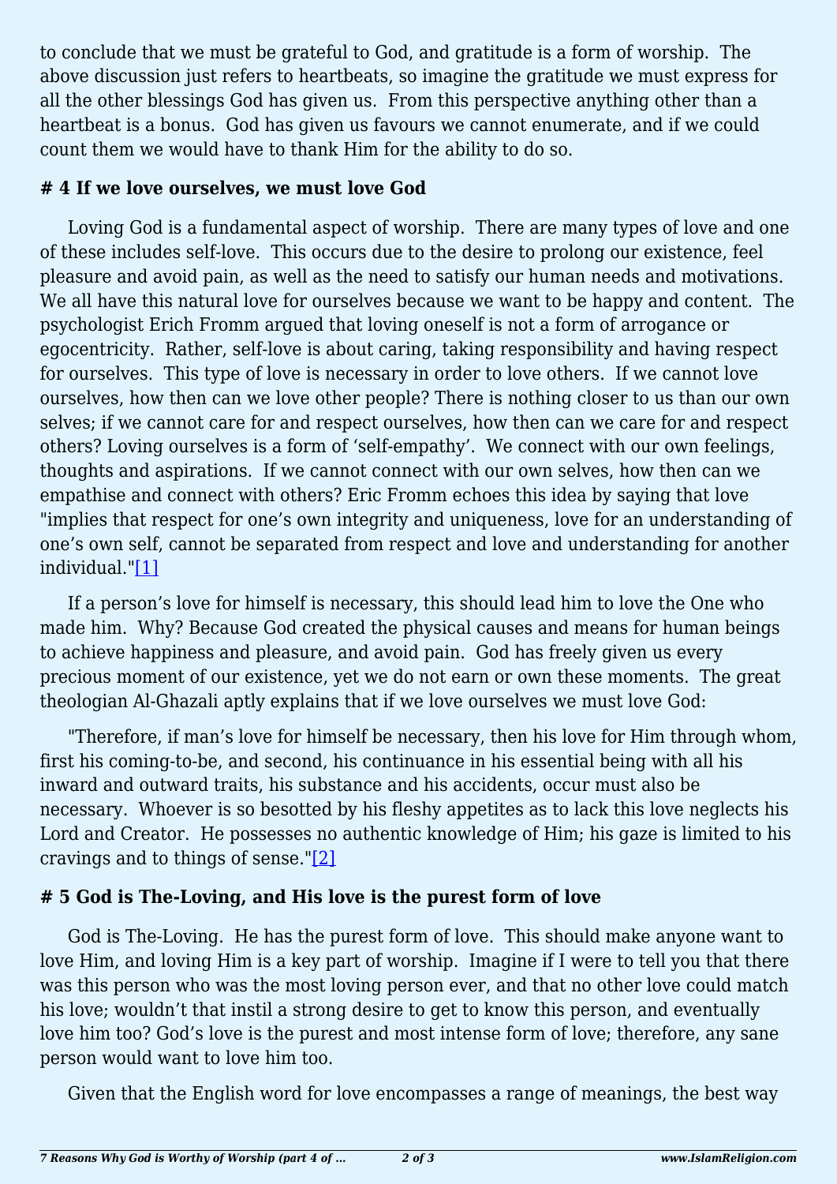to conclude that we must be grateful to God, and gratitude is a form of worship. The above discussion just refers to heartbeats, so imagine the gratitude we must express for all the other blessings God has given us. From this perspective anything other than a heartbeat is a bonus. God has given us favours we cannot enumerate, and if we could count them we would have to thank Him for the ability to do so.

**# 4 If we love ourselves, we must love God**

Loving God is a fundamental aspect of worship. There are many types of love and one of these includes self-love. This occurs due to the desire to prolong our existence, feel pleasure and avoid pain, as well as the need to satisfy our human needs and motivations. We all have this natural love for ourselves because we want to be happy and content. The psychologist Erich Fromm argued that loving oneself is not a form of arrogance or egocentricity. Rather, self-love is about caring, taking responsibility and having respect for ourselves. This type of love is necessary in order to love others. If we cannot love ourselves, how then can we love other people? There is nothing closer to us than our own selves; if we cannot care for and respect ourselves, how then can we care for and respect others? Loving ourselves is a form of 'self-empathy'. We connect with our own feelings, thoughts and aspirations. If we cannot connect with our own selves, how then can we empathise and connect with others? Eric Fromm echoes this idea by saying that love "implies that respect for one's own integrity and uniqueness, love for an understanding of one's own self, cannot be separated from respect and love and understanding for another individual."[1]

If a person's love for himself is necessary, this should lead him to love the One who made him. Why? Because God created the physical causes and means for human beings to achieve happiness and pleasure, and avoid pain. God has freely given us every precious moment of our existence, yet we do not earn or own these moments. The great theologian Al-Ghazali aptly explains that if we love ourselves we must love God:

"Therefore, if man's love for himself be necessary, then his love for Him through whom, first his coming-to-be, and second, his continuance in his essential being with all his inward and outward traits, his substance and his accidents, occur must also be necessary. Whoever is so besotted by his fleshy appetites as to lack this love neglects his Lord and Creator. He possesses no authentic knowledge of Him; his gaze is limited to his cravings and to things of sense."[2]

**# 5 God is The-Loving, and His love is the purest form of love**

God is The-Loving. He has the purest form of love. This should make anyone want to love Him, and loving Him is a key part of worship. Imagine if I were to tell you that there was this person who was the most loving person ever, and that no other love could match his love; wouldn't that instil a strong desire to get to know this person, and eventually love him too? God's love is the purest and most intense form of love; therefore, any sane person would want to love him too.

Given that the English word for love encompasses a range of meanings, the best way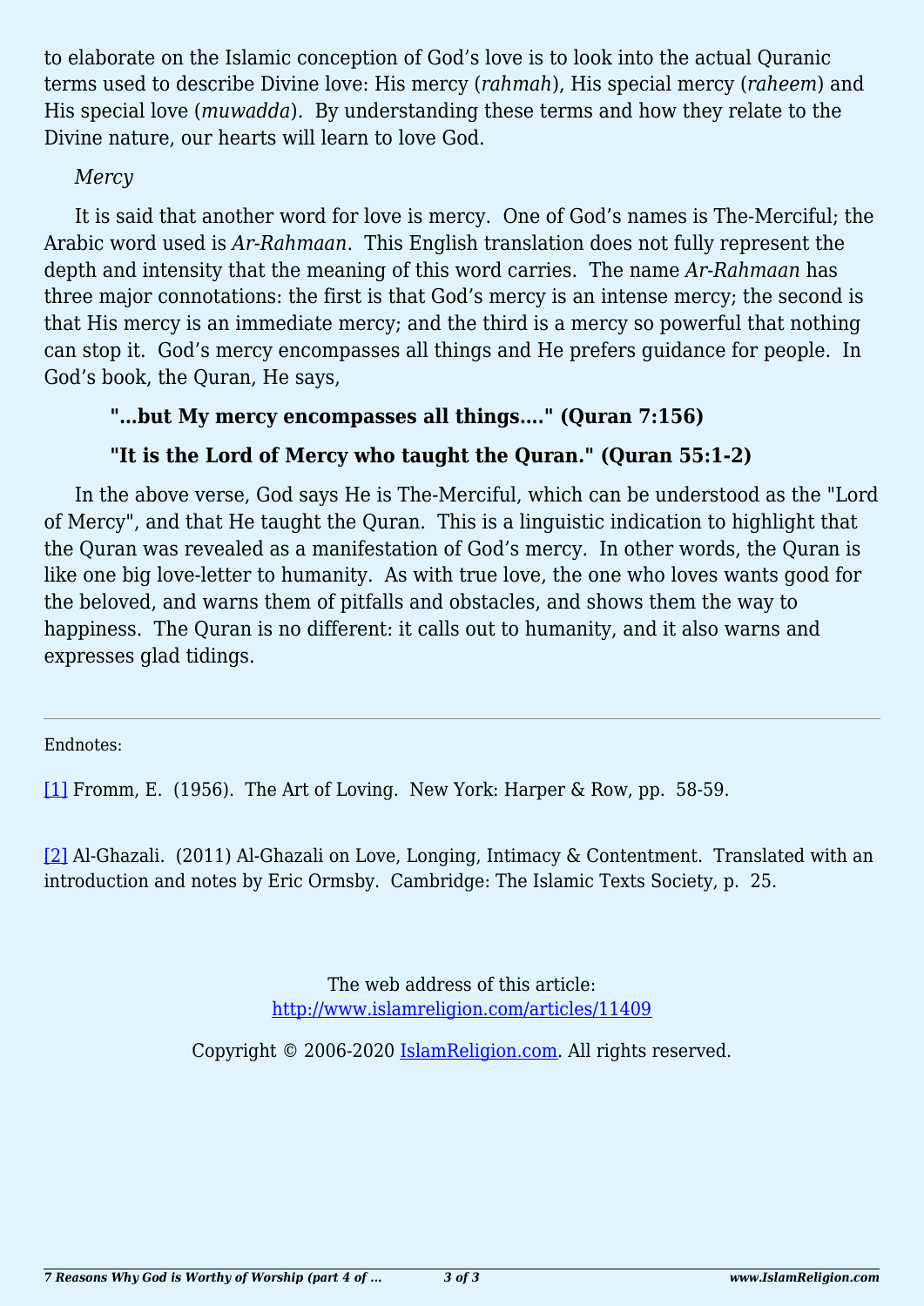to elaborate on the Islamic conception of God’s love is to look into the actual Quranic terms used to describe Divine love: His mercy (*rahmah*), His special mercy (*raheem*) and His special love (*muwadda*). By understanding these terms and how they relate to the Divine nature, our hearts will learn to love God.

*Mercy*

It is said that another word for love is mercy. One of God’s names is The-Merciful; the Arabic word used is *Ar-Rahmaan*. This English translation does not fully represent the depth and intensity that the meaning of this word carries. The name *Ar-Rahmaan* has three major connotations: the first is that God’s mercy is an intense mercy; the second is that His mercy is an immediate mercy; and the third is a mercy so powerful that nothing can stop it. God’s mercy encompasses all things and He prefers guidance for people. In God’s book, the Quran, He says,

> **"…but My mercy encompasses all things…." (Quran 7:156)**

> **"It is the Lord of Mercy who taught the Quran." (Quran 55:1-2)**

In the above verse, God says He is The-Merciful, which can be understood as the "Lord of Mercy", and that He taught the Quran. This is a linguistic indication to highlight that the Quran was revealed as a manifestation of God’s mercy. In other words, the Quran is like one big love-letter to humanity. As with true love, the one who loves wants good for the beloved, and warns them of pitfalls and obstacles, and shows them the way to happiness. The Quran is no different: it calls out to humanity, and it also warns and expresses glad tidings.

---

Endnotes:

[1] Fromm, E. (1956). The Art of Loving. New York: Harper & Row, pp. 58-59.

[2] Al-Ghazali. (2011) Al-Ghazali on Love, Longing, Intimacy & Contentment. Translated with an introduction and notes by Eric Ormsby. Cambridge: The Islamic Texts Society, p. 25.

The web address of this article:
http://www.islamreligion.com/articles/11409

Copyright © 2006-2020 IslamReligion.com. All rights reserved.